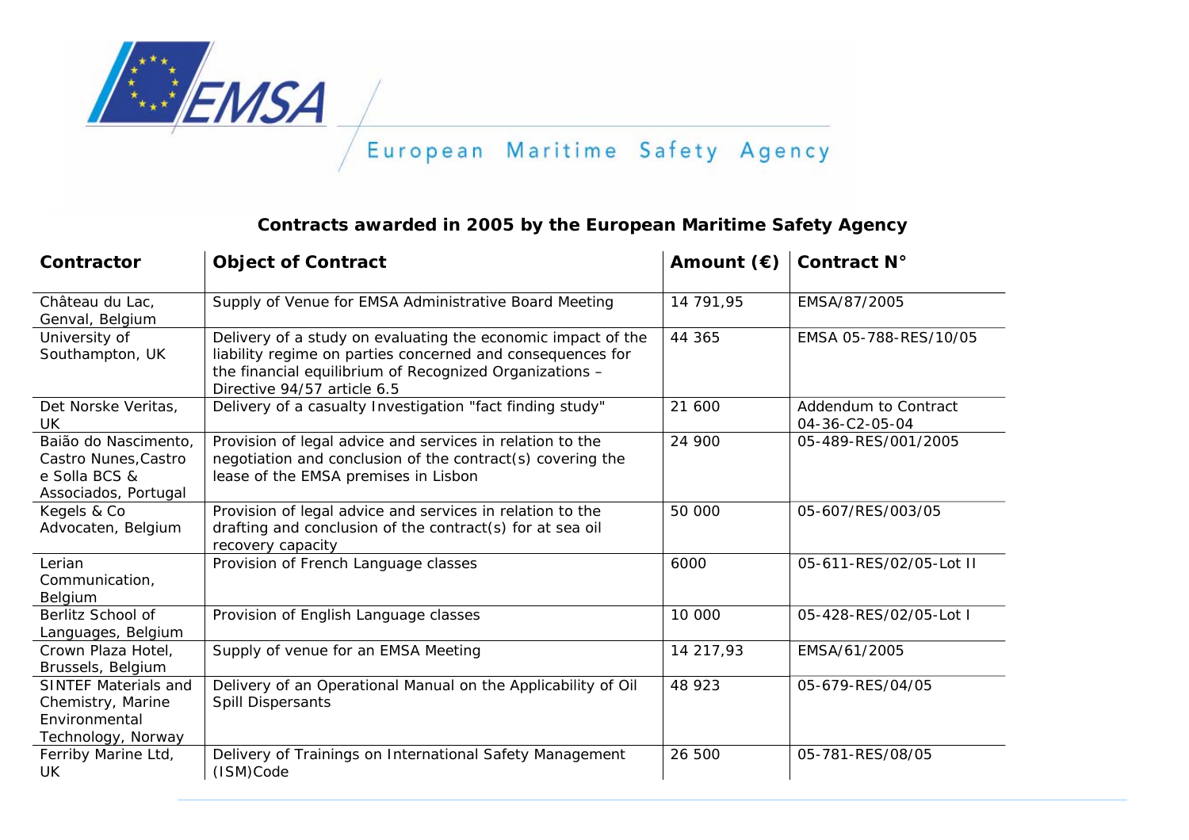European Maritime Safety Agency

## Contracts awarded in 2005 by the European Maritime Safety Agency

| Contractor | Object of Contract | Amount (€) | Contract N° |
|---|---|---|---|
| Château du Lac, Genval, Belgium | Supply of Venue for EMSA Administrative Board Meeting | 14 791,95 | EMSA/87/2005 |
| University of Southampton, UK | Delivery of a study on evaluating the economic impact of the liability regime on parties concerned and consequences for the financial equilibrium of Recognized Organizations – Directive 94/57 article 6.5 | 44 365 | EMSA 05-788-RES/10/05 |
| Det Norske Veritas, UK | Delivery of a casualty Investigation "fact finding study" | 21 600 | Addendum to Contract 04-36-C2-05-04 |
| Baião do Nascimento, Castro Nunes,Castro e Solla BCS & Associados, Portugal | Provision of legal advice and services in relation to the negotiation and conclusion of the contract(s) covering the lease of the EMSA premises in Lisbon | 24 900 | 05-489-RES/001/2005 |
| Kegels & Co Advocaten, Belgium | Provision of legal advice and services in relation to the drafting and conclusion of the contract(s) for at sea oil recovery capacity | 50 000 | 05-607/RES/003/05 |
| Lerian Communication, Belgium | Provision of French Language classes | 6000 | 05-611-RES/02/05-Lot II |
| Berlitz School of Languages, Belgium | Provision of English Language classes | 10 000 | 05-428-RES/02/05-Lot I |
| Crown Plaza Hotel, Brussels, Belgium | Supply of venue for an EMSA Meeting | 14 217,93 | EMSA/61/2005 |
| SINTEF Materials and Chemistry, Marine Environmental Technology, Norway | Delivery of an Operational Manual on the Applicability of Oil Spill Dispersants | 48 923 | 05-679-RES/04/05 |
| Ferriby Marine Ltd, UK | Delivery of Trainings on International Safety Management (ISM)Code | 26 500 | 05-781-RES/08/05 |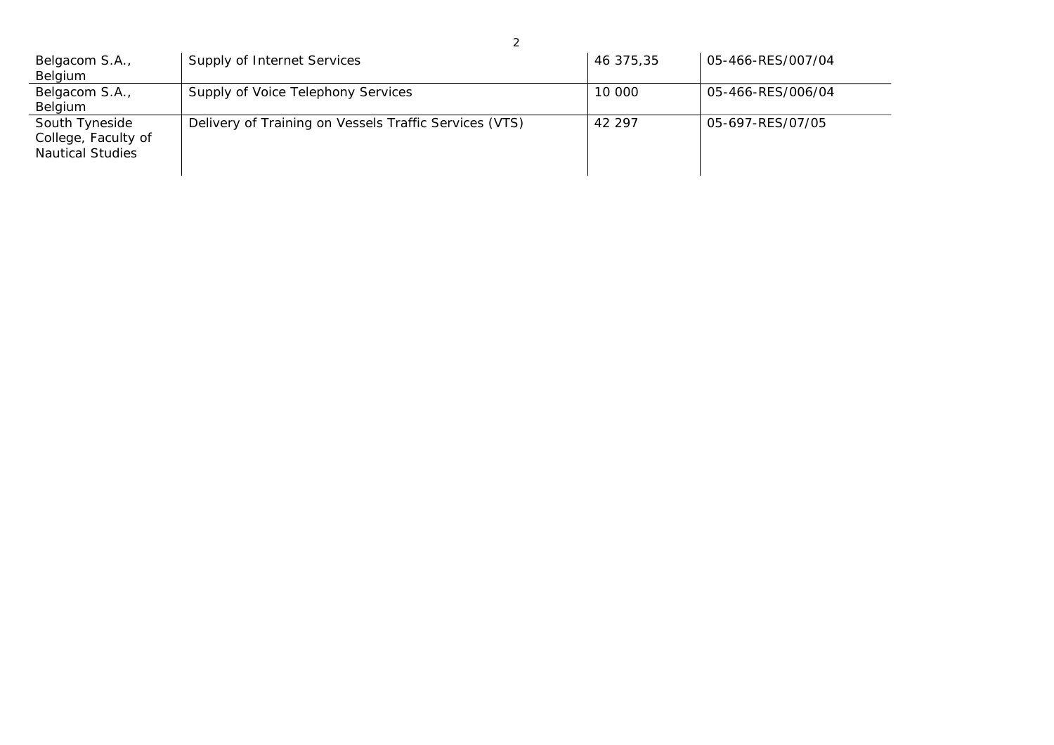| | | | |
|---|---|---|---|
| Belgacom S.A., Belgium | Supply of Internet Services | 46 375,35 | 05-466-RES/007/04 |
| Belgacom S.A., Belgium | Supply of Voice Telephony Services | 10 000 | 05-466-RES/006/04 |
| South Tyneside College, Faculty of Nautical Studies | Delivery of Training on Vessels Traffic Services (VTS) | 42 297 | 05-697-RES/07/05 |